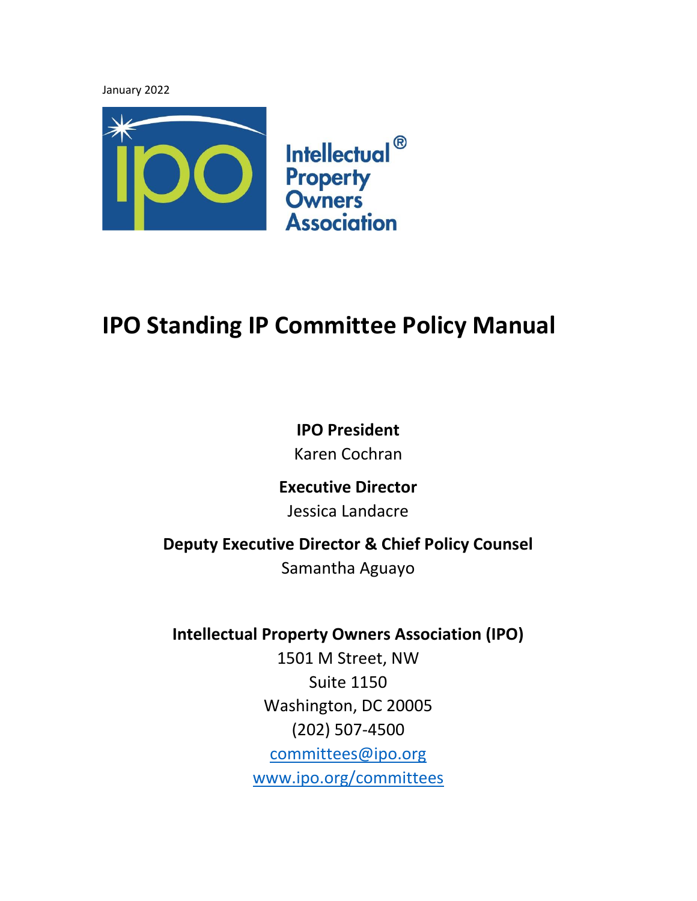January 2022

Intellectual® Property Owners Association

# IPO Standing IP Committee Policy Manual

**IPO President**

Karen Cochran

**Executive Director**

Jessica Landacre

**Deputy Executive Director & Chief Policy Counsel**

Samantha Aguayo

**Intellectual Property Owners Association (IPO)**

1501 M Street, NW

Suite 1150

Washington, DC 20005

(202) 507-4500

committees@ipo.org

www.ipo.org/committees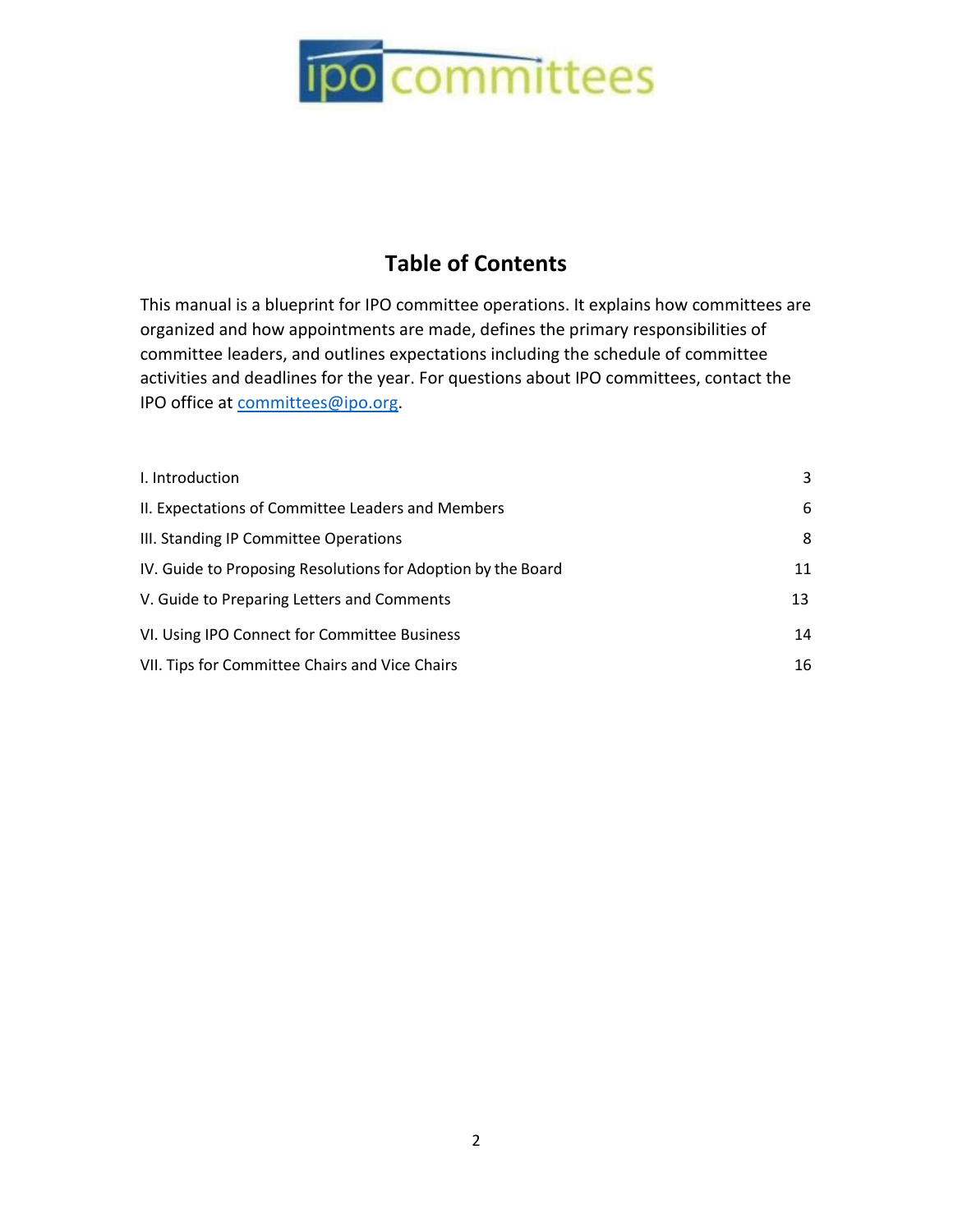# Table of Contents

This manual is a blueprint for IPO committee operations. It explains how committees are organized and how appointments are made, defines the primary responsibilities of committee leaders, and outlines expectations including the schedule of committee activities and deadlines for the year. For questions about IPO committees, contact the IPO office at committees@ipo.org.

| | |
|---|---|
| I. Introduction | 3 |
| II. Expectations of Committee Leaders and Members | 6 |
| III. Standing IP Committee Operations | 8 |
| IV. Guide to Proposing Resolutions for Adoption by the Board | 11 |
| V. Guide to Preparing Letters and Comments | 13 |
| VI. Using IPO Connect for Committee Business | 14 |
| VII. Tips for Committee Chairs and Vice Chairs | 16 |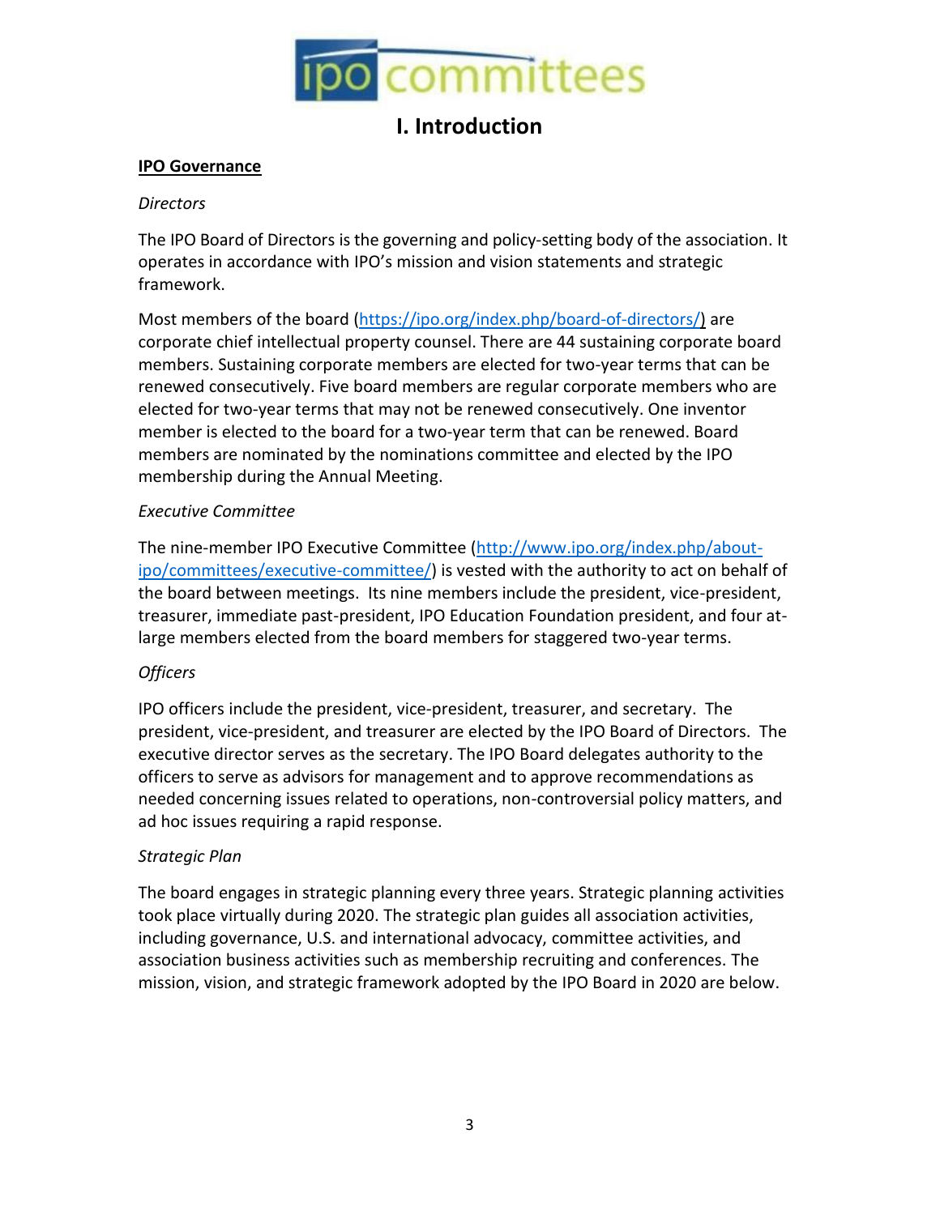# I. Introduction

**IPO Governance**

*Directors*

The IPO Board of Directors is the governing and policy-setting body of the association. It operates in accordance with IPO's mission and vision statements and strategic framework.

Most members of the board (https://ipo.org/index.php/board-of-directors/) are corporate chief intellectual property counsel. There are 44 sustaining corporate board members. Sustaining corporate members are elected for two-year terms that can be renewed consecutively. Five board members are regular corporate members who are elected for two-year terms that may not be renewed consecutively. One inventor member is elected to the board for a two-year term that can be renewed. Board members are nominated by the nominations committee and elected by the IPO membership during the Annual Meeting.

*Executive Committee*

The nine-member IPO Executive Committee (http://www.ipo.org/index.php/about-ipo/committees/executive-committee/) is vested with the authority to act on behalf of the board between meetings. Its nine members include the president, vice-president, treasurer, immediate past-president, IPO Education Foundation president, and four at-large members elected from the board members for staggered two-year terms.

*Officers*

IPO officers include the president, vice-president, treasurer, and secretary. The president, vice-president, and treasurer are elected by the IPO Board of Directors. The executive director serves as the secretary. The IPO Board delegates authority to the officers to serve as advisors for management and to approve recommendations as needed concerning issues related to operations, non-controversial policy matters, and ad hoc issues requiring a rapid response.

*Strategic Plan*

The board engages in strategic planning every three years. Strategic planning activities took place virtually during 2020. The strategic plan guides all association activities, including governance, U.S. and international advocacy, committee activities, and association business activities such as membership recruiting and conferences. The mission, vision, and strategic framework adopted by the IPO Board in 2020 are below.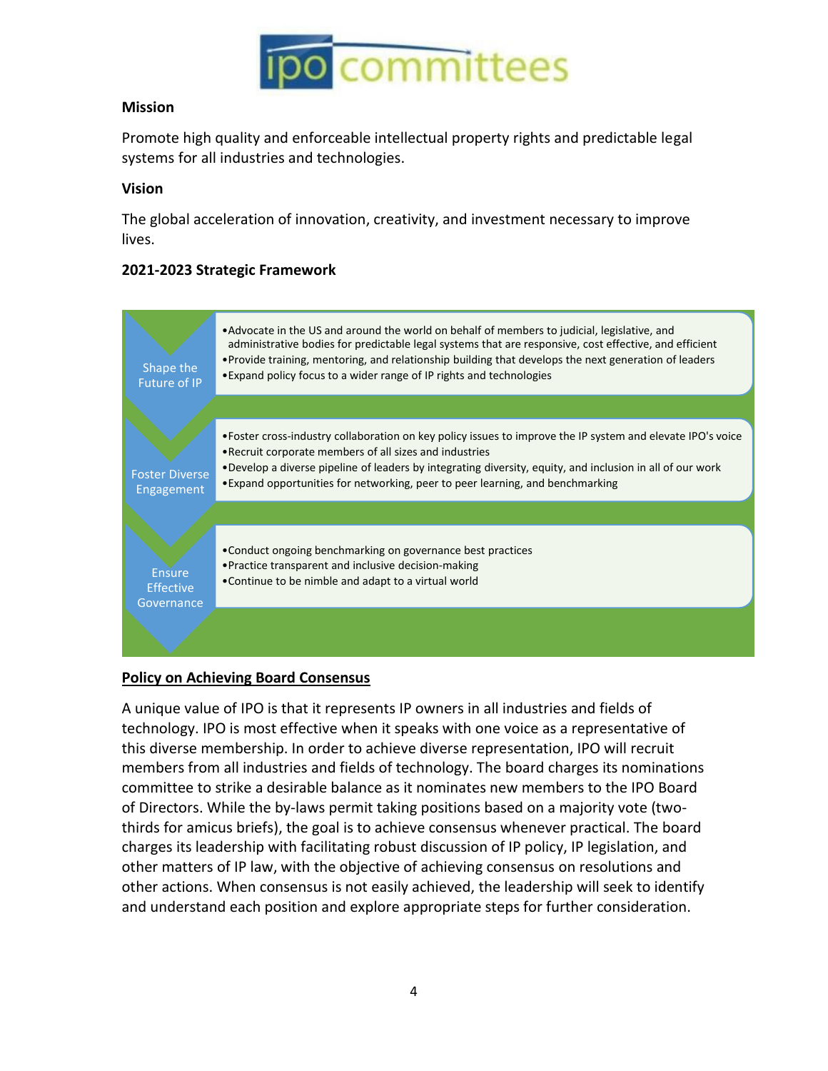ipo committees

**Mission**

Promote high quality and enforceable intellectual property rights and predictable legal systems for all industries and technologies.

**Vision**

The global acceleration of innovation, creativity, and investment necessary to improve lives.

**2021-2023 Strategic Framework**

**Shape the Future of IP**

- Advocate in the US and around the world on behalf of members to judicial, legislative, and administrative bodies for predictable legal systems that are responsive, cost effective, and efficient
- Provide training, mentoring, and relationship building that develops the next generation of leaders
- Expand policy focus to a wider range of IP rights and technologies

**Foster Diverse Engagement**

- Foster cross-industry collaboration on key policy issues to improve the IP system and elevate IPO's voice
- Recruit corporate members of all sizes and industries
- Develop a diverse pipeline of leaders by integrating diversity, equity, and inclusion in all of our work
- Expand opportunities for networking, peer to peer learning, and benchmarking

**Ensure Effective Governance**

- Conduct ongoing benchmarking on governance best practices
- Practice transparent and inclusive decision-making
- Continue to be nimble and adapt to a virtual world

**Policy on Achieving Board Consensus**

A unique value of IPO is that it represents IP owners in all industries and fields of technology. IPO is most effective when it speaks with one voice as a representative of this diverse membership. In order to achieve diverse representation, IPO will recruit members from all industries and fields of technology. The board charges its nominations committee to strike a desirable balance as it nominates new members to the IPO Board of Directors. While the by-laws permit taking positions based on a majority vote (two-thirds for amicus briefs), the goal is to achieve consensus whenever practical. The board charges its leadership with facilitating robust discussion of IP policy, IP legislation, and other matters of IP law, with the objective of achieving consensus on resolutions and other actions. When consensus is not easily achieved, the leadership will seek to identify and understand each position and explore appropriate steps for further consideration.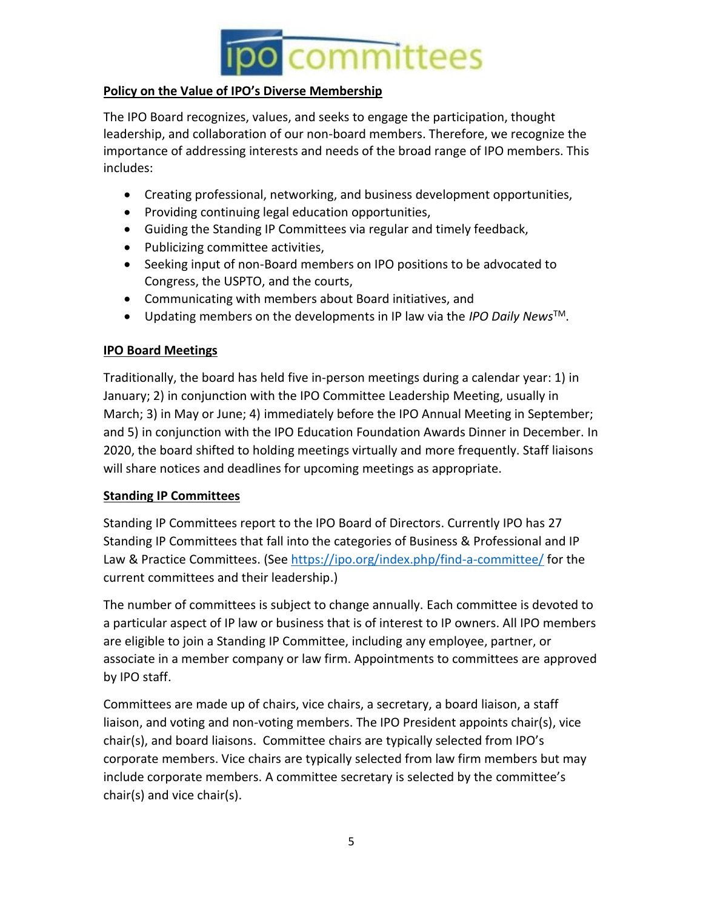## Policy on the Value of IPO's Diverse Membership

The IPO Board recognizes, values, and seeks to engage the participation, thought leadership, and collaboration of our non-board members. Therefore, we recognize the importance of addressing interests and needs of the broad range of IPO members. This includes:

- Creating professional, networking, and business development opportunities,
- Providing continuing legal education opportunities,
- Guiding the Standing IP Committees via regular and timely feedback,
- Publicizing committee activities,
- Seeking input of non-Board members on IPO positions to be advocated to Congress, the USPTO, and the courts,
- Communicating with members about Board initiatives, and
- Updating members on the developments in IP law via the *IPO Daily News*™.

## IPO Board Meetings

Traditionally, the board has held five in-person meetings during a calendar year: 1) in January; 2) in conjunction with the IPO Committee Leadership Meeting, usually in March; 3) in May or June; 4) immediately before the IPO Annual Meeting in September; and 5) in conjunction with the IPO Education Foundation Awards Dinner in December. In 2020, the board shifted to holding meetings virtually and more frequently. Staff liaisons will share notices and deadlines for upcoming meetings as appropriate.

## Standing IP Committees

Standing IP Committees report to the IPO Board of Directors. Currently IPO has 27 Standing IP Committees that fall into the categories of Business & Professional and IP Law & Practice Committees. (See https://ipo.org/index.php/find-a-committee/ for the current committees and their leadership.)

The number of committees is subject to change annually. Each committee is devoted to a particular aspect of IP law or business that is of interest to IP owners. All IPO members are eligible to join a Standing IP Committee, including any employee, partner, or associate in a member company or law firm. Appointments to committees are approved by IPO staff.

Committees are made up of chairs, vice chairs, a secretary, a board liaison, a staff liaison, and voting and non-voting members. The IPO President appoints chair(s), vice chair(s), and board liaisons. Committee chairs are typically selected from IPO's corporate members. Vice chairs are typically selected from law firm members but may include corporate members. A committee secretary is selected by the committee's chair(s) and vice chair(s).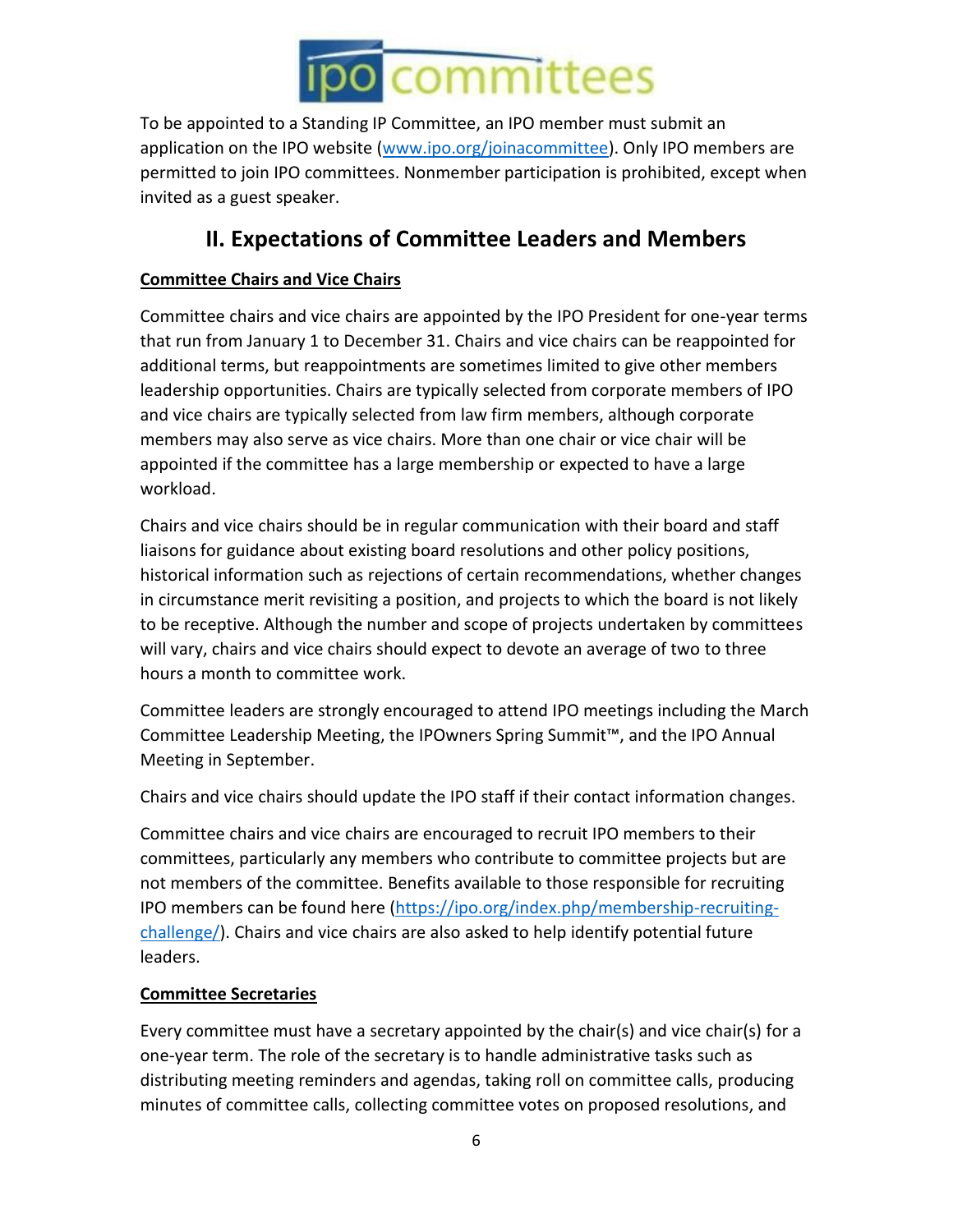To be appointed to a Standing IP Committee, an IPO member must submit an application on the IPO website ([www.ipo.org/joinacommittee](www.ipo.org/joinacommittee)). Only IPO members are permitted to join IPO committees. Nonmember participation is prohibited, except when invited as a guest speaker.

## II. Expectations of Committee Leaders and Members

**Committee Chairs and Vice Chairs**

Committee chairs and vice chairs are appointed by the IPO President for one-year terms that run from January 1 to December 31. Chairs and vice chairs can be reappointed for additional terms, but reappointments are sometimes limited to give other members leadership opportunities. Chairs are typically selected from corporate members of IPO and vice chairs are typically selected from law firm members, although corporate members may also serve as vice chairs. More than one chair or vice chair will be appointed if the committee has a large membership or expected to have a large workload.

Chairs and vice chairs should be in regular communication with their board and staff liaisons for guidance about existing board resolutions and other policy positions, historical information such as rejections of certain recommendations, whether changes in circumstance merit revisiting a position, and projects to which the board is not likely to be receptive. Although the number and scope of projects undertaken by committees will vary, chairs and vice chairs should expect to devote an average of two to three hours a month to committee work.

Committee leaders are strongly encouraged to attend IPO meetings including the March Committee Leadership Meeting, the IPOwners Spring Summit™, and the IPO Annual Meeting in September.

Chairs and vice chairs should update the IPO staff if their contact information changes.

Committee chairs and vice chairs are encouraged to recruit IPO members to their committees, particularly any members who contribute to committee projects but are not members of the committee. Benefits available to those responsible for recruiting IPO members can be found here ([https://ipo.org/index.php/membership-recruiting-challenge/](https://ipo.org/index.php/membership-recruiting-challenge/)). Chairs and vice chairs are also asked to help identify potential future leaders.

**Committee Secretaries**

Every committee must have a secretary appointed by the chair(s) and vice chair(s) for a one-year term. The role of the secretary is to handle administrative tasks such as distributing meeting reminders and agendas, taking roll on committee calls, producing minutes of committee calls, collecting committee votes on proposed resolutions, and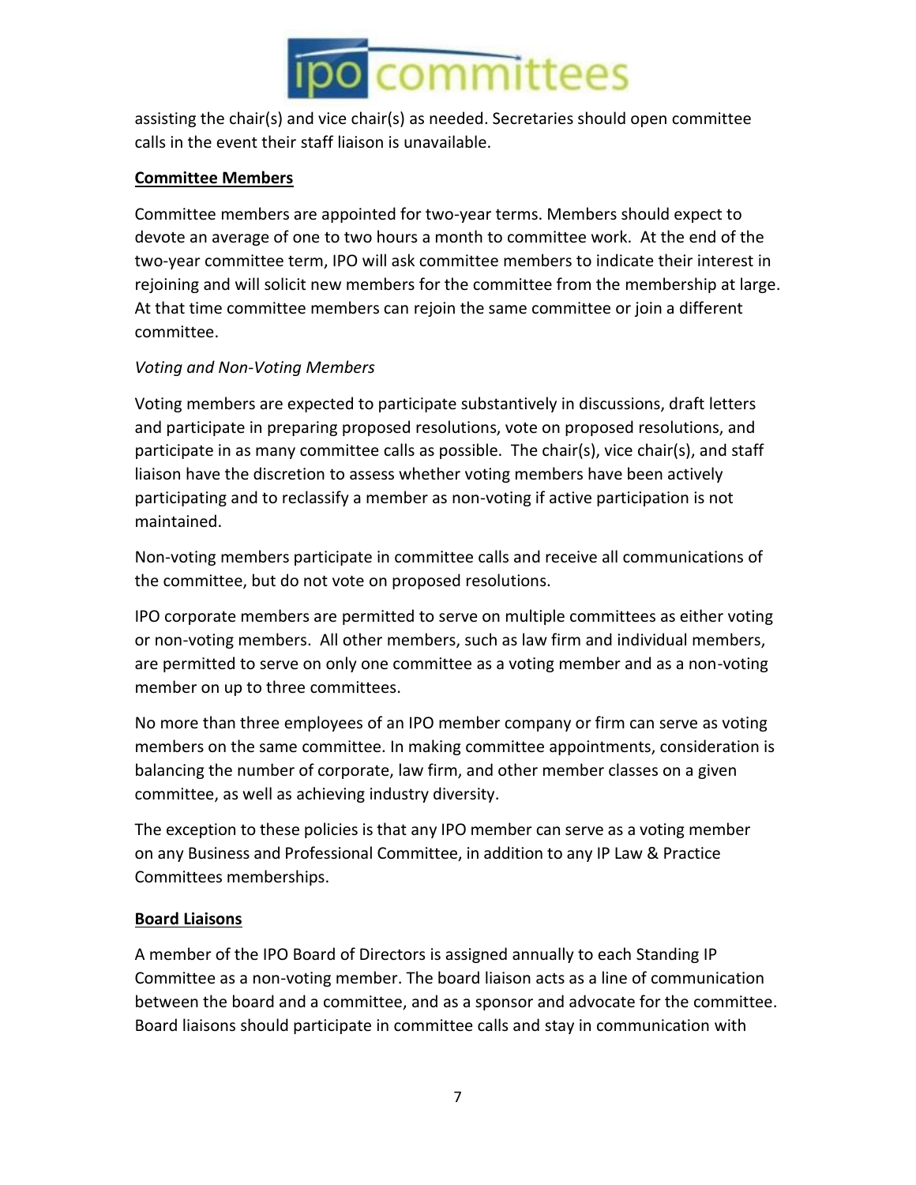assisting the chair(s) and vice chair(s) as needed. Secretaries should open committee calls in the event their staff liaison is unavailable.

**Committee Members**

Committee members are appointed for two-year terms. Members should expect to devote an average of one to two hours a month to committee work. At the end of the two-year committee term, IPO will ask committee members to indicate their interest in rejoining and will solicit new members for the committee from the membership at large. At that time committee members can rejoin the same committee or join a different committee.

*Voting and Non-Voting Members*

Voting members are expected to participate substantively in discussions, draft letters and participate in preparing proposed resolutions, vote on proposed resolutions, and participate in as many committee calls as possible. The chair(s), vice chair(s), and staff liaison have the discretion to assess whether voting members have been actively participating and to reclassify a member as non-voting if active participation is not maintained.

Non-voting members participate in committee calls and receive all communications of the committee, but do not vote on proposed resolutions.

IPO corporate members are permitted to serve on multiple committees as either voting or non-voting members. All other members, such as law firm and individual members, are permitted to serve on only one committee as a voting member and as a non-voting member on up to three committees.

No more than three employees of an IPO member company or firm can serve as voting members on the same committee. In making committee appointments, consideration is balancing the number of corporate, law firm, and other member classes on a given committee, as well as achieving industry diversity.

The exception to these policies is that any IPO member can serve as a voting member on any Business and Professional Committee, in addition to any IP Law & Practice Committees memberships.

**Board Liaisons**

A member of the IPO Board of Directors is assigned annually to each Standing IP Committee as a non-voting member. The board liaison acts as a line of communication between the board and a committee, and as a sponsor and advocate for the committee. Board liaisons should participate in committee calls and stay in communication with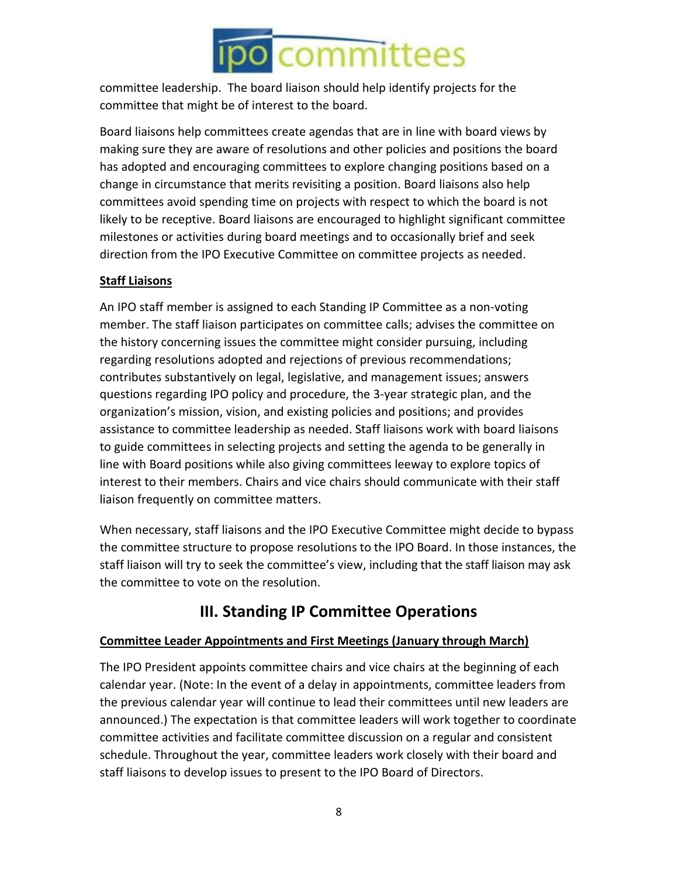committee leadership. The board liaison should help identify projects for the committee that might be of interest to the board.

Board liaisons help committees create agendas that are in line with board views by making sure they are aware of resolutions and other policies and positions the board has adopted and encouraging committees to explore changing positions based on a change in circumstance that merits revisiting a position. Board liaisons also help committees avoid spending time on projects with respect to which the board is not likely to be receptive. Board liaisons are encouraged to highlight significant committee milestones or activities during board meetings and to occasionally brief and seek direction from the IPO Executive Committee on committee projects as needed.

**Staff Liaisons**

An IPO staff member is assigned to each Standing IP Committee as a non-voting member. The staff liaison participates on committee calls; advises the committee on the history concerning issues the committee might consider pursuing, including regarding resolutions adopted and rejections of previous recommendations; contributes substantively on legal, legislative, and management issues; answers questions regarding IPO policy and procedure, the 3-year strategic plan, and the organization's mission, vision, and existing policies and positions; and provides assistance to committee leadership as needed. Staff liaisons work with board liaisons to guide committees in selecting projects and setting the agenda to be generally in line with Board positions while also giving committees leeway to explore topics of interest to their members. Chairs and vice chairs should communicate with their staff liaison frequently on committee matters.

When necessary, staff liaisons and the IPO Executive Committee might decide to bypass the committee structure to propose resolutions to the IPO Board. In those instances, the staff liaison will try to seek the committee's view, including that the staff liaison may ask the committee to vote on the resolution.

## III. Standing IP Committee Operations

**Committee Leader Appointments and First Meetings (January through March)**

The IPO President appoints committee chairs and vice chairs at the beginning of each calendar year. (Note: In the event of a delay in appointments, committee leaders from the previous calendar year will continue to lead their committees until new leaders are announced.) The expectation is that committee leaders will work together to coordinate committee activities and facilitate committee discussion on a regular and consistent schedule. Throughout the year, committee leaders work closely with their board and staff liaisons to develop issues to present to the IPO Board of Directors.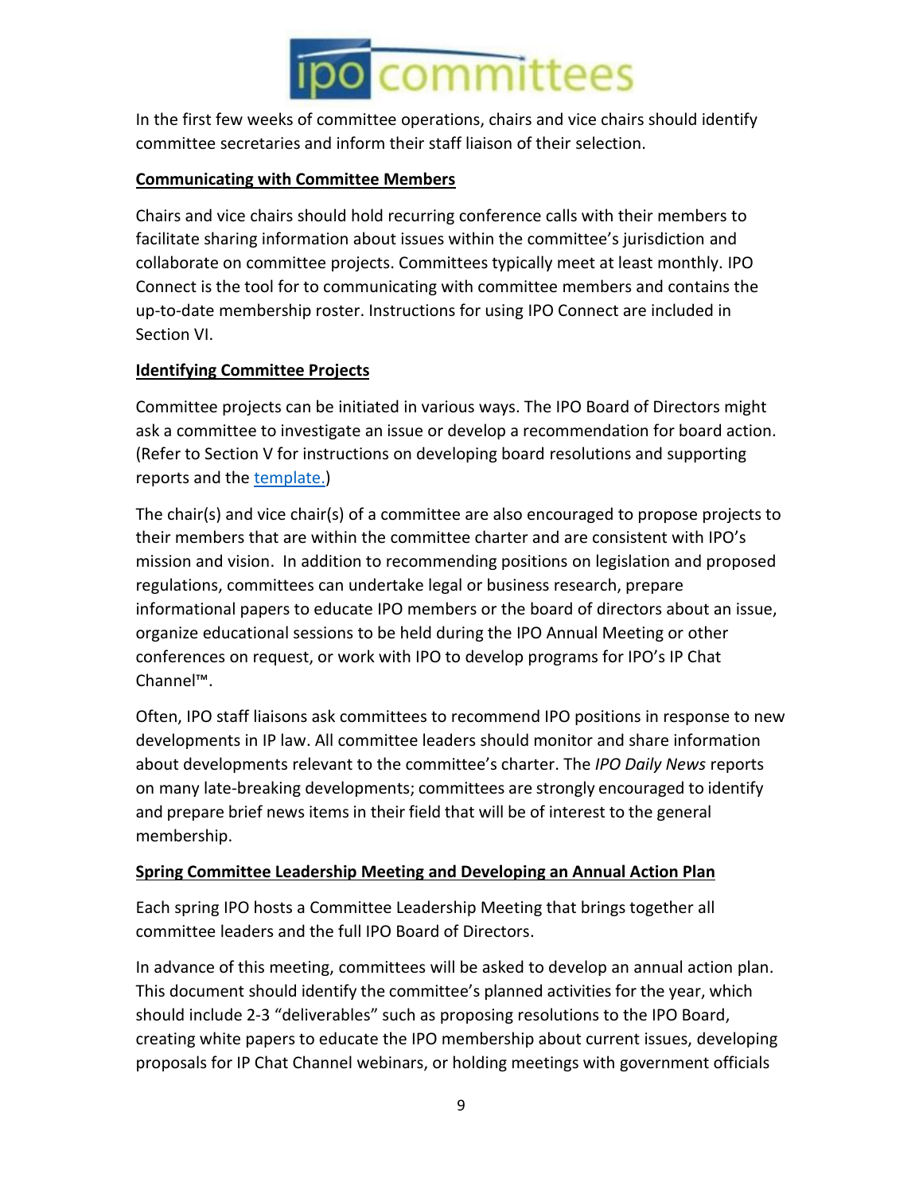In the first few weeks of committee operations, chairs and vice chairs should identify committee secretaries and inform their staff liaison of their selection.

**Communicating with Committee Members**

Chairs and vice chairs should hold recurring conference calls with their members to facilitate sharing information about issues within the committee's jurisdiction and collaborate on committee projects. Committees typically meet at least monthly. IPO Connect is the tool for to communicating with committee members and contains the up-to-date membership roster. Instructions for using IPO Connect are included in Section VI.

**Identifying Committee Projects**

Committee projects can be initiated in various ways. The IPO Board of Directors might ask a committee to investigate an issue or develop a recommendation for board action. (Refer to Section V for instructions on developing board resolutions and supporting reports and the template.)

The chair(s) and vice chair(s) of a committee are also encouraged to propose projects to their members that are within the committee charter and are consistent with IPO's mission and vision. In addition to recommending positions on legislation and proposed regulations, committees can undertake legal or business research, prepare informational papers to educate IPO members or the board of directors about an issue, organize educational sessions to be held during the IPO Annual Meeting or other conferences on request, or work with IPO to develop programs for IPO's IP Chat Channel™.

Often, IPO staff liaisons ask committees to recommend IPO positions in response to new developments in IP law. All committee leaders should monitor and share information about developments relevant to the committee's charter. The *IPO Daily News* reports on many late-breaking developments; committees are strongly encouraged to identify and prepare brief news items in their field that will be of interest to the general membership.

**Spring Committee Leadership Meeting and Developing an Annual Action Plan**

Each spring IPO hosts a Committee Leadership Meeting that brings together all committee leaders and the full IPO Board of Directors.

In advance of this meeting, committees will be asked to develop an annual action plan. This document should identify the committee's planned activities for the year, which should include 2-3 "deliverables" such as proposing resolutions to the IPO Board, creating white papers to educate the IPO membership about current issues, developing proposals for IP Chat Channel webinars, or holding meetings with government officials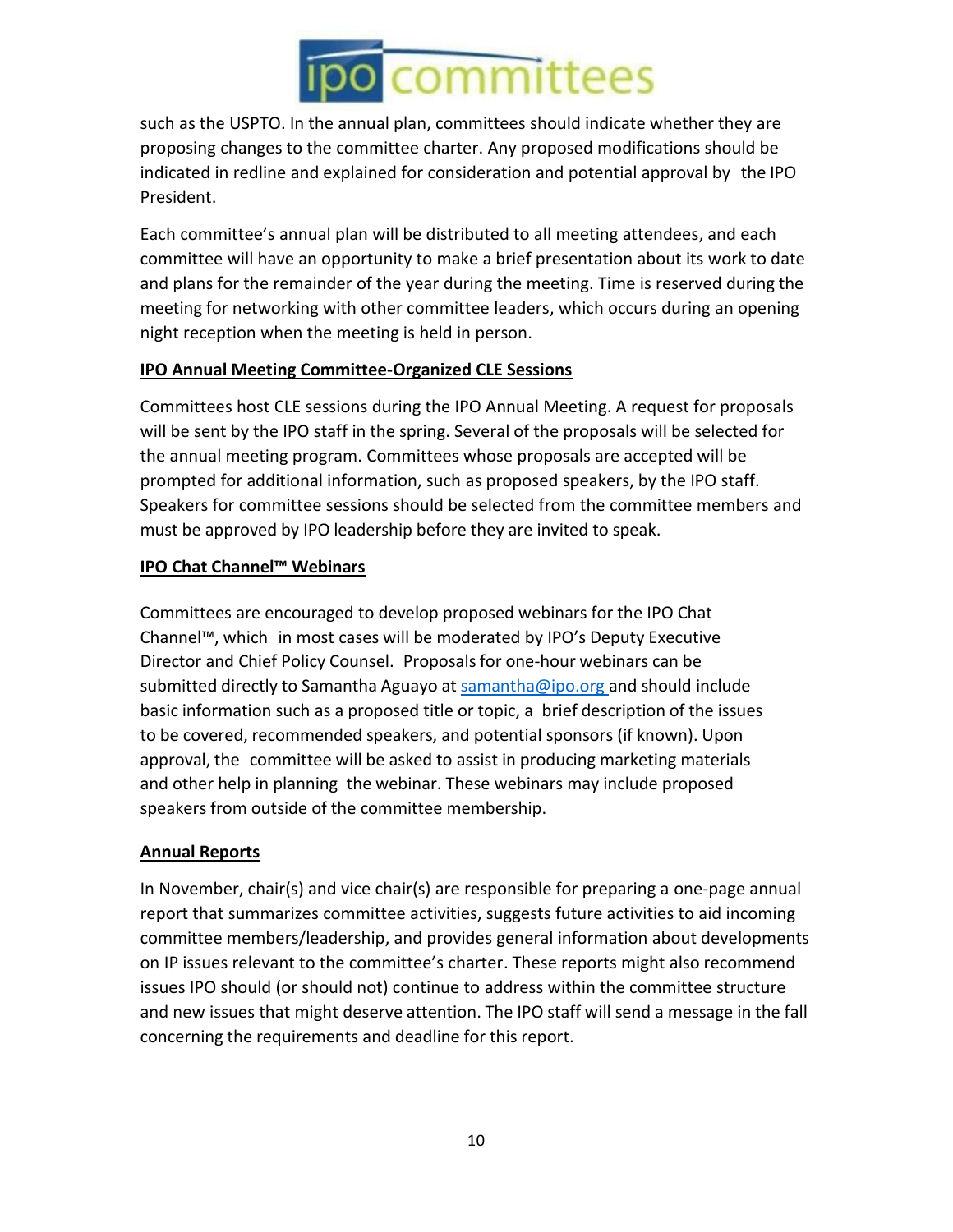such as the USPTO. In the annual plan, committees should indicate whether they are proposing changes to the committee charter. Any proposed modifications should be indicated in redline and explained for consideration and potential approval by the IPO President.

Each committee's annual plan will be distributed to all meeting attendees, and each committee will have an opportunity to make a brief presentation about its work to date and plans for the remainder of the year during the meeting. Time is reserved during the meeting for networking with other committee leaders, which occurs during an opening night reception when the meeting is held in person.

**IPO Annual Meeting Committee-Organized CLE Sessions**

Committees host CLE sessions during the IPO Annual Meeting. A request for proposals will be sent by the IPO staff in the spring. Several of the proposals will be selected for the annual meeting program. Committees whose proposals are accepted will be prompted for additional information, such as proposed speakers, by the IPO staff. Speakers for committee sessions should be selected from the committee members and must be approved by IPO leadership before they are invited to speak.

**IPO Chat Channel™ Webinars**

Committees are encouraged to develop proposed webinars for the IPO Chat Channel™, which in most cases will be moderated by IPO's Deputy Executive Director and Chief Policy Counsel. Proposals for one-hour webinars can be submitted directly to Samantha Aguayo at samantha@ipo.org and should include basic information such as a proposed title or topic, a brief description of the issues to be covered, recommended speakers, and potential sponsors (if known). Upon approval, the committee will be asked to assist in producing marketing materials and other help in planning the webinar. These webinars may include proposed speakers from outside of the committee membership.

**Annual Reports**

In November, chair(s) and vice chair(s) are responsible for preparing a one-page annual report that summarizes committee activities, suggests future activities to aid incoming committee members/leadership, and provides general information about developments on IP issues relevant to the committee's charter. These reports might also recommend issues IPO should (or should not) continue to address within the committee structure and new issues that might deserve attention. The IPO staff will send a message in the fall concerning the requirements and deadline for this report.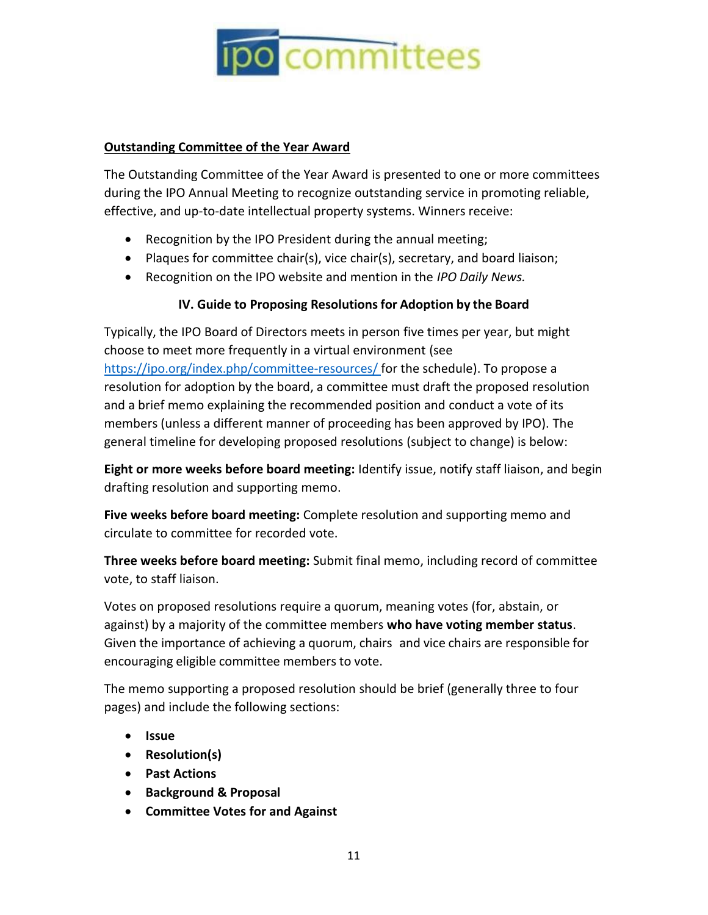**Outstanding Committee of the Year Award**

The Outstanding Committee of the Year Award is presented to one or more committees during the IPO Annual Meeting to recognize outstanding service in promoting reliable, effective, and up-to-date intellectual property systems. Winners receive:

- Recognition by the IPO President during the annual meeting;
- Plaques for committee chair(s), vice chair(s), secretary, and board liaison;
- Recognition on the IPO website and mention in the *IPO Daily News.*

### IV. Guide to Proposing Resolutions for Adoption by the Board

Typically, the IPO Board of Directors meets in person five times per year, but might choose to meet more frequently in a virtual environment (see https://ipo.org/index.php/committee-resources/ for the schedule). To propose a resolution for adoption by the board, a committee must draft the proposed resolution and a brief memo explaining the recommended position and conduct a vote of its members (unless a different manner of proceeding has been approved by IPO). The general timeline for developing proposed resolutions (subject to change) is below:

**Eight or more weeks before board meeting:** Identify issue, notify staff liaison, and begin drafting resolution and supporting memo.

**Five weeks before board meeting:** Complete resolution and supporting memo and circulate to committee for recorded vote.

**Three weeks before board meeting:** Submit final memo, including record of committee vote, to staff liaison.

Votes on proposed resolutions require a quorum, meaning votes (for, abstain, or against) by a majority of the committee members **who have voting member status**. Given the importance of achieving a quorum, chairs and vice chairs are responsible for encouraging eligible committee members to vote.

The memo supporting a proposed resolution should be brief (generally three to four pages) and include the following sections:

- **Issue**
- **Resolution(s)**
- **Past Actions**
- **Background & Proposal**
- **Committee Votes for and Against**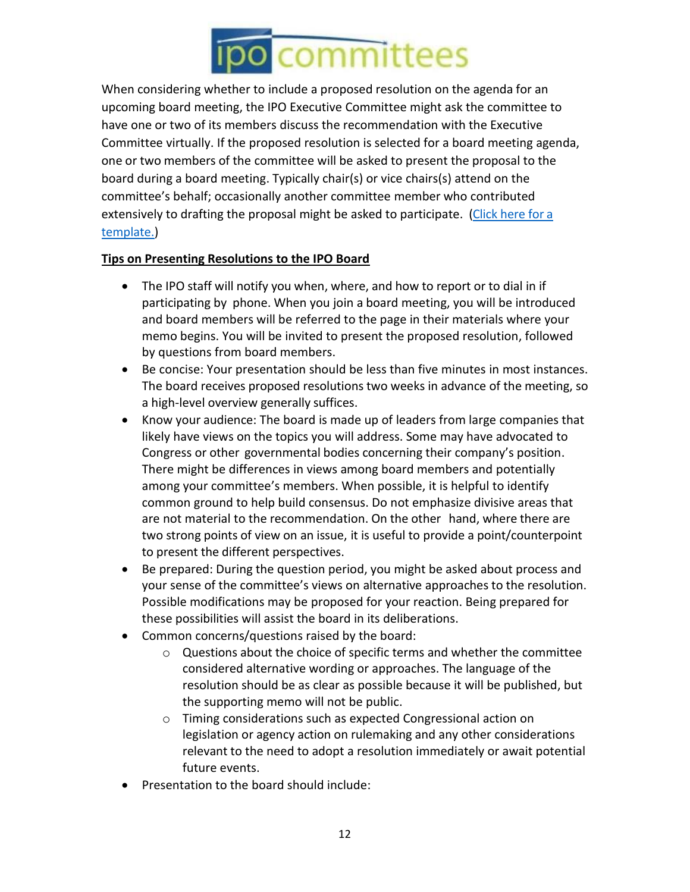When considering whether to include a proposed resolution on the agenda for an upcoming board meeting, the IPO Executive Committee might ask the committee to have one or two of its members discuss the recommendation with the Executive Committee virtually. If the proposed resolution is selected for a board meeting agenda, one or two members of the committee will be asked to present the proposal to the board during a board meeting. Typically chair(s) or vice chairs(s) attend on the committee's behalf; occasionally another committee member who contributed extensively to drafting the proposal might be asked to participate. ([Click here for a template.]())

**Tips on Presenting Resolutions to the IPO Board**

- The IPO staff will notify you when, where, and how to report or to dial in if participating by phone. When you join a board meeting, you will be introduced and board members will be referred to the page in their materials where your memo begins. You will be invited to present the proposed resolution, followed by questions from board members.
- Be concise: Your presentation should be less than five minutes in most instances. The board receives proposed resolutions two weeks in advance of the meeting, so a high-level overview generally suffices.
- Know your audience: The board is made up of leaders from large companies that likely have views on the topics you will address. Some may have advocated to Congress or other governmental bodies concerning their company's position. There might be differences in views among board members and potentially among your committee's members. When possible, it is helpful to identify common ground to help build consensus. Do not emphasize divisive areas that are not material to the recommendation. On the other hand, where there are two strong points of view on an issue, it is useful to provide a point/counterpoint to present the different perspectives.
- Be prepared: During the question period, you might be asked about process and your sense of the committee's views on alternative approaches to the resolution. Possible modifications may be proposed for your reaction. Being prepared for these possibilities will assist the board in its deliberations.
- Common concerns/questions raised by the board:
  - Questions about the choice of specific terms and whether the committee considered alternative wording or approaches. The language of the resolution should be as clear as possible because it will be published, but the supporting memo will not be public.
  - Timing considerations such as expected Congressional action on legislation or agency action on rulemaking and any other considerations relevant to the need to adopt a resolution immediately or await potential future events.
- Presentation to the board should include: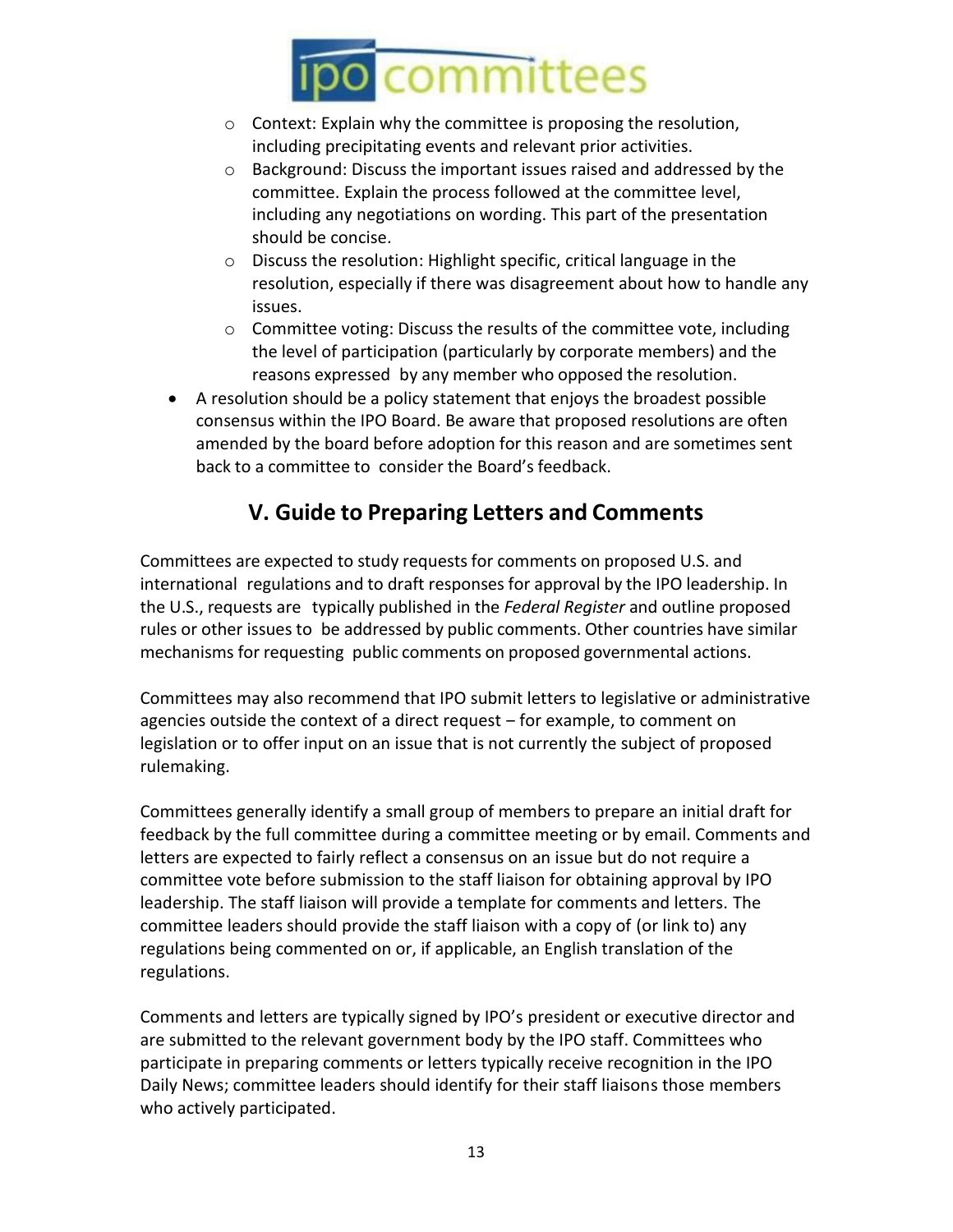- Context: Explain why the committee is proposing the resolution, including precipitating events and relevant prior activities.
    - Background: Discuss the important issues raised and addressed by the committee. Explain the process followed at the committee level, including any negotiations on wording. This part of the presentation should be concise.
    - Discuss the resolution: Highlight specific, critical language in the resolution, especially if there was disagreement about how to handle any issues.
    - Committee voting: Discuss the results of the committee vote, including the level of participation (particularly by corporate members) and the reasons expressed by any member who opposed the resolution.
- A resolution should be a policy statement that enjoys the broadest possible consensus within the IPO Board. Be aware that proposed resolutions are often amended by the board before adoption for this reason and are sometimes sent back to a committee to consider the Board's feedback.

## V. Guide to Preparing Letters and Comments

Committees are expected to study requests for comments on proposed U.S. and international regulations and to draft responses for approval by the IPO leadership. In the U.S., requests are typically published in the *Federal Register* and outline proposed rules or other issues to be addressed by public comments. Other countries have similar mechanisms for requesting public comments on proposed governmental actions.

Committees may also recommend that IPO submit letters to legislative or administrative agencies outside the context of a direct request – for example, to comment on legislation or to offer input on an issue that is not currently the subject of proposed rulemaking.

Committees generally identify a small group of members to prepare an initial draft for feedback by the full committee during a committee meeting or by email. Comments and letters are expected to fairly reflect a consensus on an issue but do not require a committee vote before submission to the staff liaison for obtaining approval by IPO leadership. The staff liaison will provide a template for comments and letters. The committee leaders should provide the staff liaison with a copy of (or link to) any regulations being commented on or, if applicable, an English translation of the regulations.

Comments and letters are typically signed by IPO's president or executive director and are submitted to the relevant government body by the IPO staff. Committees who participate in preparing comments or letters typically receive recognition in the IPO Daily News; committee leaders should identify for their staff liaisons those members who actively participated.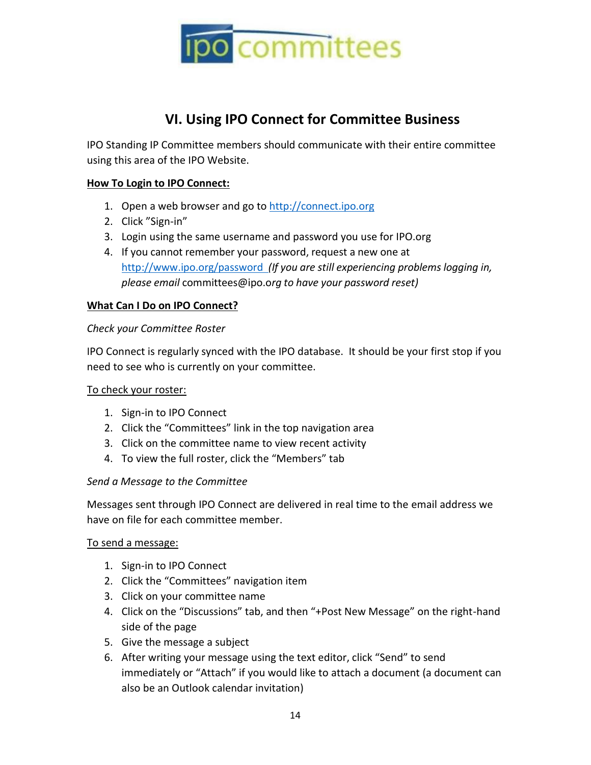# VI. Using IPO Connect for Committee Business

IPO Standing IP Committee members should communicate with their entire committee using this area of the IPO Website.

**How To Login to IPO Connect:**

1. Open a web browser and go to http://connect.ipo.org
2. Click "Sign-in"
3. Login using the same username and password you use for IPO.org
4. If you cannot remember your password, request a new one at http://www.ipo.org/password *(If you are still experiencing problems logging in, please email* committees@ipo.org *to have your password reset)*

**What Can I Do on IPO Connect?**

*Check your Committee Roster*

IPO Connect is regularly synced with the IPO database. It should be your first stop if you need to see who is currently on your committee.

To check your roster:

1. Sign-in to IPO Connect
2. Click the "Committees" link in the top navigation area
3. Click on the committee name to view recent activity
4. To view the full roster, click the "Members" tab

*Send a Message to the Committee*

Messages sent through IPO Connect are delivered in real time to the email address we have on file for each committee member.

To send a message:

1. Sign-in to IPO Connect
2. Click the "Committees" navigation item
3. Click on your committee name
4. Click on the "Discussions" tab, and then "+Post New Message" on the right-hand side of the page
5. Give the message a subject
6. After writing your message using the text editor, click "Send" to send immediately or "Attach" if you would like to attach a document (a document can also be an Outlook calendar invitation)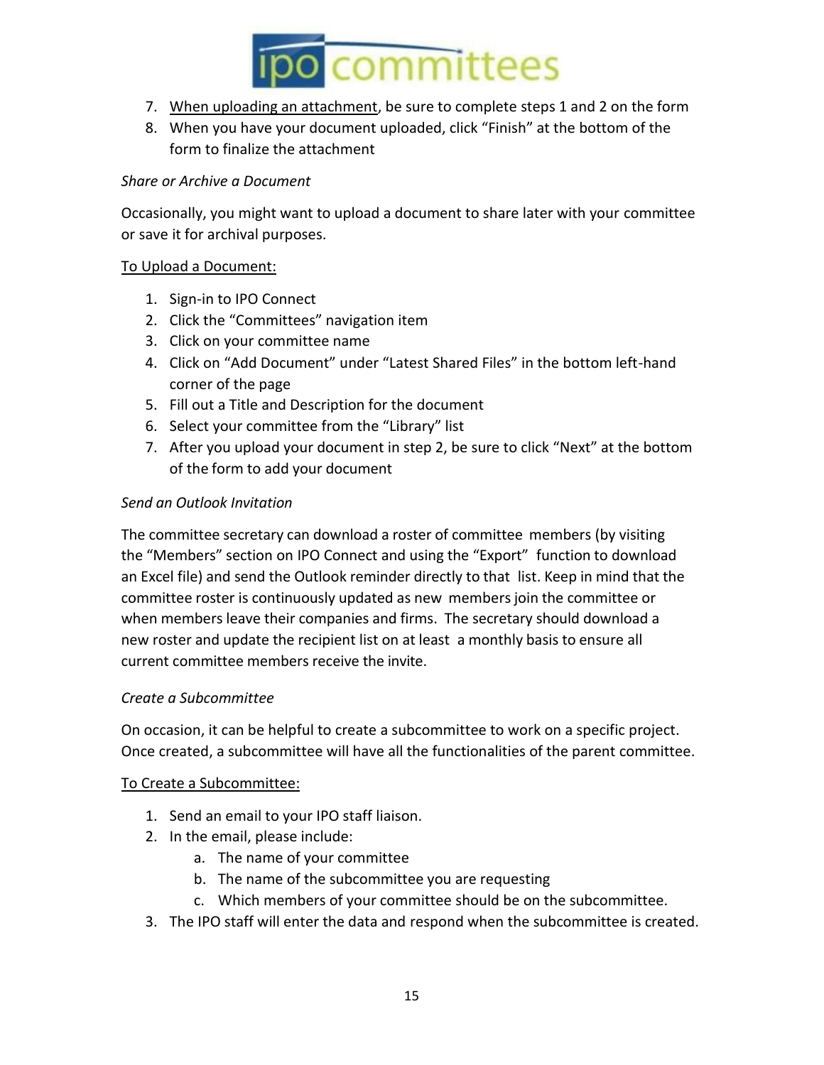7. When uploading an attachment, be sure to complete steps 1 and 2 on the form
8. When you have your document uploaded, click "Finish" at the bottom of the form to finalize the attachment

*Share or Archive a Document*

Occasionally, you might want to upload a document to share later with your committee or save it for archival purposes.

To Upload a Document:

1. Sign-in to IPO Connect
2. Click the "Committees" navigation item
3. Click on your committee name
4. Click on "Add Document" under "Latest Shared Files" in the bottom left-hand corner of the page
5. Fill out a Title and Description for the document
6. Select your committee from the "Library" list
7. After you upload your document in step 2, be sure to click "Next" at the bottom of the form to add your document

*Send an Outlook Invitation*

The committee secretary can download a roster of committee members (by visiting the "Members" section on IPO Connect and using the "Export" function to download an Excel file) and send the Outlook reminder directly to that list. Keep in mind that the committee roster is continuously updated as new members join the committee or when members leave their companies and firms. The secretary should download a new roster and update the recipient list on at least a monthly basis to ensure all current committee members receive the invite.

*Create a Subcommittee*

On occasion, it can be helpful to create a subcommittee to work on a specific project. Once created, a subcommittee will have all the functionalities of the parent committee.

To Create a Subcommittee:

1. Send an email to your IPO staff liaison.
2. In the email, please include:
   a. The name of your committee
   b. The name of the subcommittee you are requesting
   c. Which members of your committee should be on the subcommittee.
3. The IPO staff will enter the data and respond when the subcommittee is created.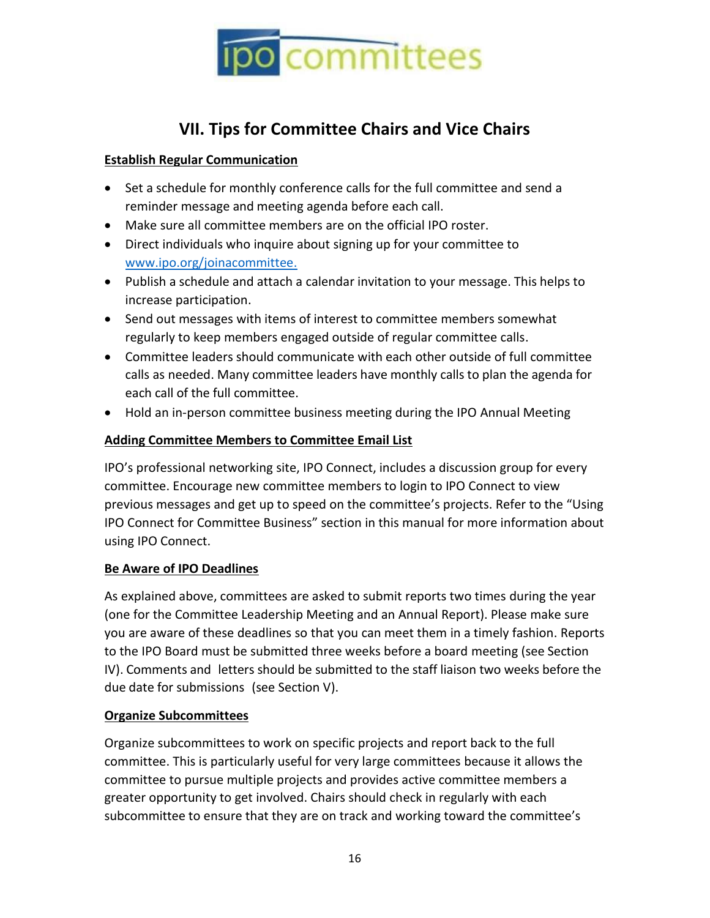## VII. Tips for Committee Chairs and Vice Chairs

**Establish Regular Communication**

- Set a schedule for monthly conference calls for the full committee and send a reminder message and meeting agenda before each call.
- Make sure all committee members are on the official IPO roster.
- Direct individuals who inquire about signing up for your committee to www.ipo.org/joinacommittee.
- Publish a schedule and attach a calendar invitation to your message. This helps to increase participation.
- Send out messages with items of interest to committee members somewhat regularly to keep members engaged outside of regular committee calls.
- Committee leaders should communicate with each other outside of full committee calls as needed. Many committee leaders have monthly calls to plan the agenda for each call of the full committee.
- Hold an in-person committee business meeting during the IPO Annual Meeting

**Adding Committee Members to Committee Email List**

IPO's professional networking site, IPO Connect, includes a discussion group for every committee. Encourage new committee members to login to IPO Connect to view previous messages and get up to speed on the committee's projects. Refer to the "Using IPO Connect for Committee Business" section in this manual for more information about using IPO Connect.

**Be Aware of IPO Deadlines**

As explained above, committees are asked to submit reports two times during the year (one for the Committee Leadership Meeting and an Annual Report). Please make sure you are aware of these deadlines so that you can meet them in a timely fashion. Reports to the IPO Board must be submitted three weeks before a board meeting (see Section IV). Comments and letters should be submitted to the staff liaison two weeks before the due date for submissions (see Section V).

**Organize Subcommittees**

Organize subcommittees to work on specific projects and report back to the full committee. This is particularly useful for very large committees because it allows the committee to pursue multiple projects and provides active committee members a greater opportunity to get involved. Chairs should check in regularly with each subcommittee to ensure that they are on track and working toward the committee's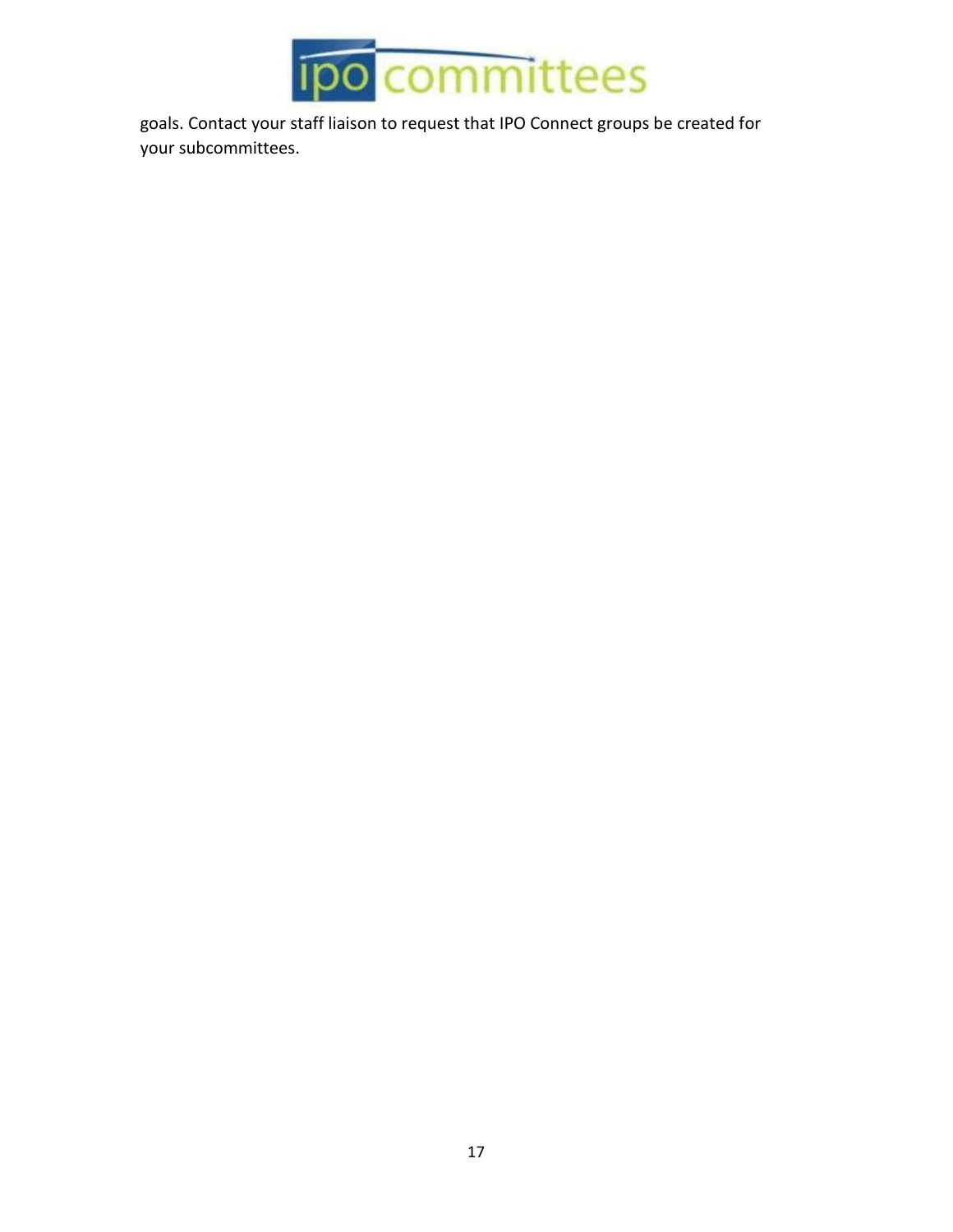goals. Contact your staff liaison to request that IPO Connect groups be created for your subcommittees.